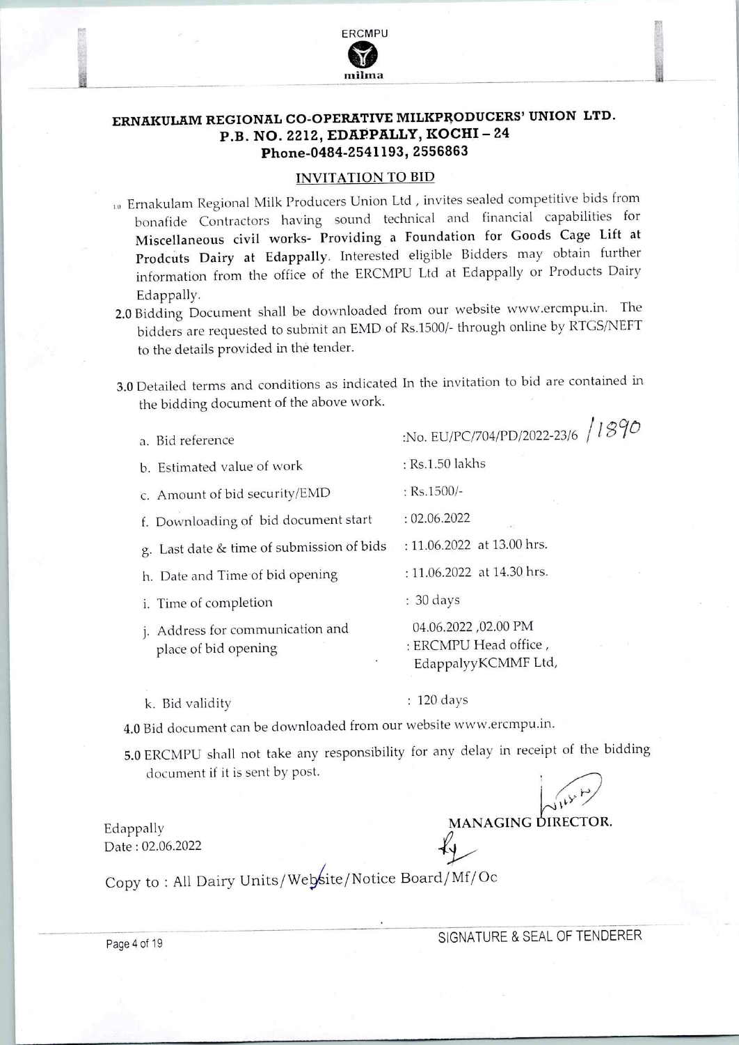ERCMPU

milma

## ERNAKULAM REGIONAL CO-OPERATIVE MILKPRODUCERS' UNION LTD.
## P.B. NO. 2212, EDAPPALLY, KOCHI – 24
## Phone-0484-2541193, 2556863

### INVITATION TO BID

1.0 Ernakulam Regional Milk Producers Union Ltd , invites sealed competitive bids from bonafide Contractors having sound technical and financial capabilities for **Miscellaneous civil works- Providing a Foundation for Goods Cage Lift at Prodcuts Dairy at Edappally**. Interested eligible Bidders may obtain further information from the office of the ERCMPU Ltd at Edappally or Products Dairy Edappally.

2.0 Bidding Document shall be downloaded from our website www.ercmpu.in. The bidders are requested to submit an EMD of Rs.1500/- through online by RTGS/NEFT to the details provided in the tender.

3.0 Detailed terms and conditions as indicated In the invitation to bid are contained in the bidding document of the above work.

| | |
|---|---|
| a. Bid reference | :No. EU/PC/704/PD/2022-23/6 /1890 |
| b. Estimated value of work | : Rs.1.50 lakhs |
| c. Amount of bid security/EMD | : Rs.1500/- |
| f. Downloading of bid document start | : 02.06.2022 |
| g. Last date & time of submission of bids | : 11.06.2022 at 13.00 hrs. |
| h. Date and Time of bid opening | : 11.06.2022 at 14.30 hrs. |
| i. Time of completion | : 30 days |
| j. Address for communication and place of bid opening | 04.06.2022 ,02.00 PM<br>: ERCMPU Head office , EdappalyyKCMMF Ltd, |
| k. Bid validity | : 120 days |

4.0 Bid document can be downloaded from our website www.ercmpu.in.

5.0 ERCMPU shall not take any responsibility for any delay in receipt of the bidding document if it is sent by post.

Edappally
Date : 02.06.2022

MANAGING DIRECTOR.

Copy to : All Dairy Units/Website/Notice Board/Mf/Oc

SIGNATURE & SEAL OF TENDERER